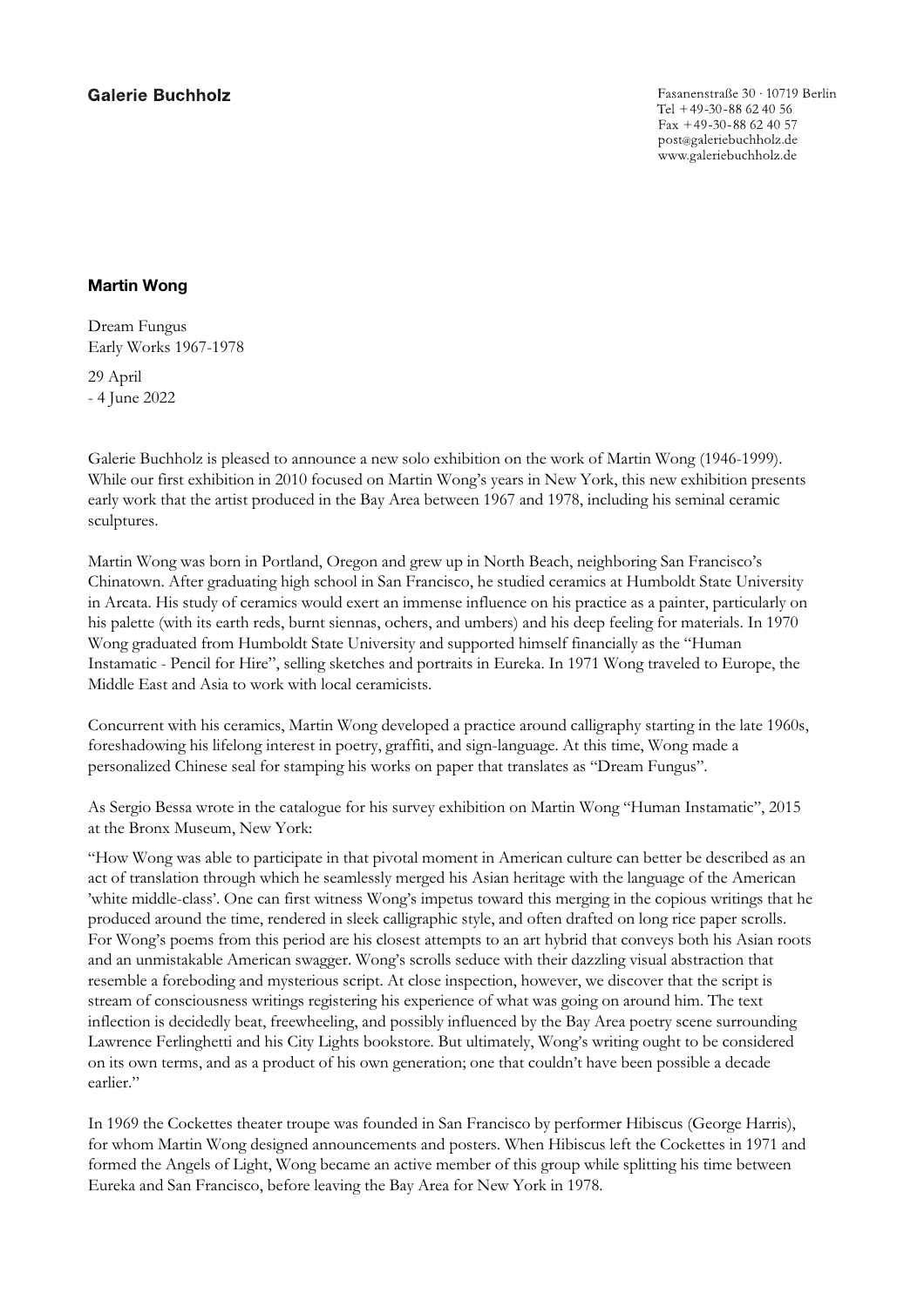**Galerie Buchholz**

Fasanenstraße 30 · 10719 Berlin
Tel +49-30-88 62 40 56
Fax +49-30-88 62 40 57
post@galeriebuchholz.de
www.galeriebuchholz.de

## Martin Wong

Dream Fungus
Early Works 1967-1978

29 April
- 4 June 2022

Galerie Buchholz is pleased to announce a new solo exhibition on the work of Martin Wong (1946-1999). While our first exhibition in 2010 focused on Martin Wong's years in New York, this new exhibition presents early work that the artist produced in the Bay Area between 1967 and 1978, including his seminal ceramic sculptures.

Martin Wong was born in Portland, Oregon and grew up in North Beach, neighboring San Francisco's Chinatown. After graduating high school in San Francisco, he studied ceramics at Humboldt State University in Arcata. His study of ceramics would exert an immense influence on his practice as a painter, particularly on his palette (with its earth reds, burnt siennas, ochers, and umbers) and his deep feeling for materials. In 1970 Wong graduated from Humboldt State University and supported himself financially as the "Human Instamatic - Pencil for Hire", selling sketches and portraits in Eureka. In 1971 Wong traveled to Europe, the Middle East and Asia to work with local ceramicists.

Concurrent with his ceramics, Martin Wong developed a practice around calligraphy starting in the late 1960s, foreshadowing his lifelong interest in poetry, graffiti, and sign-language. At this time, Wong made a personalized Chinese seal for stamping his works on paper that translates as "Dream Fungus".

As Sergio Bessa wrote in the catalogue for his survey exhibition on Martin Wong "Human Instamatic", 2015 at the Bronx Museum, New York:

"How Wong was able to participate in that pivotal moment in American culture can better be described as an act of translation through which he seamlessly merged his Asian heritage with the language of the American 'white middle-class'. One can first witness Wong's impetus toward this merging in the copious writings that he produced around the time, rendered in sleek calligraphic style, and often drafted on long rice paper scrolls. For Wong's poems from this period are his closest attempts to an art hybrid that conveys both his Asian roots and an unmistakable American swagger. Wong's scrolls seduce with their dazzling visual abstraction that resemble a foreboding and mysterious script. At close inspection, however, we discover that the script is stream of consciousness writings registering his experience of what was going on around him. The text inflection is decidedly beat, freewheeling, and possibly influenced by the Bay Area poetry scene surrounding Lawrence Ferlinghetti and his City Lights bookstore. But ultimately, Wong's writing ought to be considered on its own terms, and as a product of his own generation; one that couldn't have been possible a decade earlier."

In 1969 the Cockettes theater troupe was founded in San Francisco by performer Hibiscus (George Harris), for whom Martin Wong designed announcements and posters. When Hibiscus left the Cockettes in 1971 and formed the Angels of Light, Wong became an active member of this group while splitting his time between Eureka and San Francisco, before leaving the Bay Area for New York in 1978.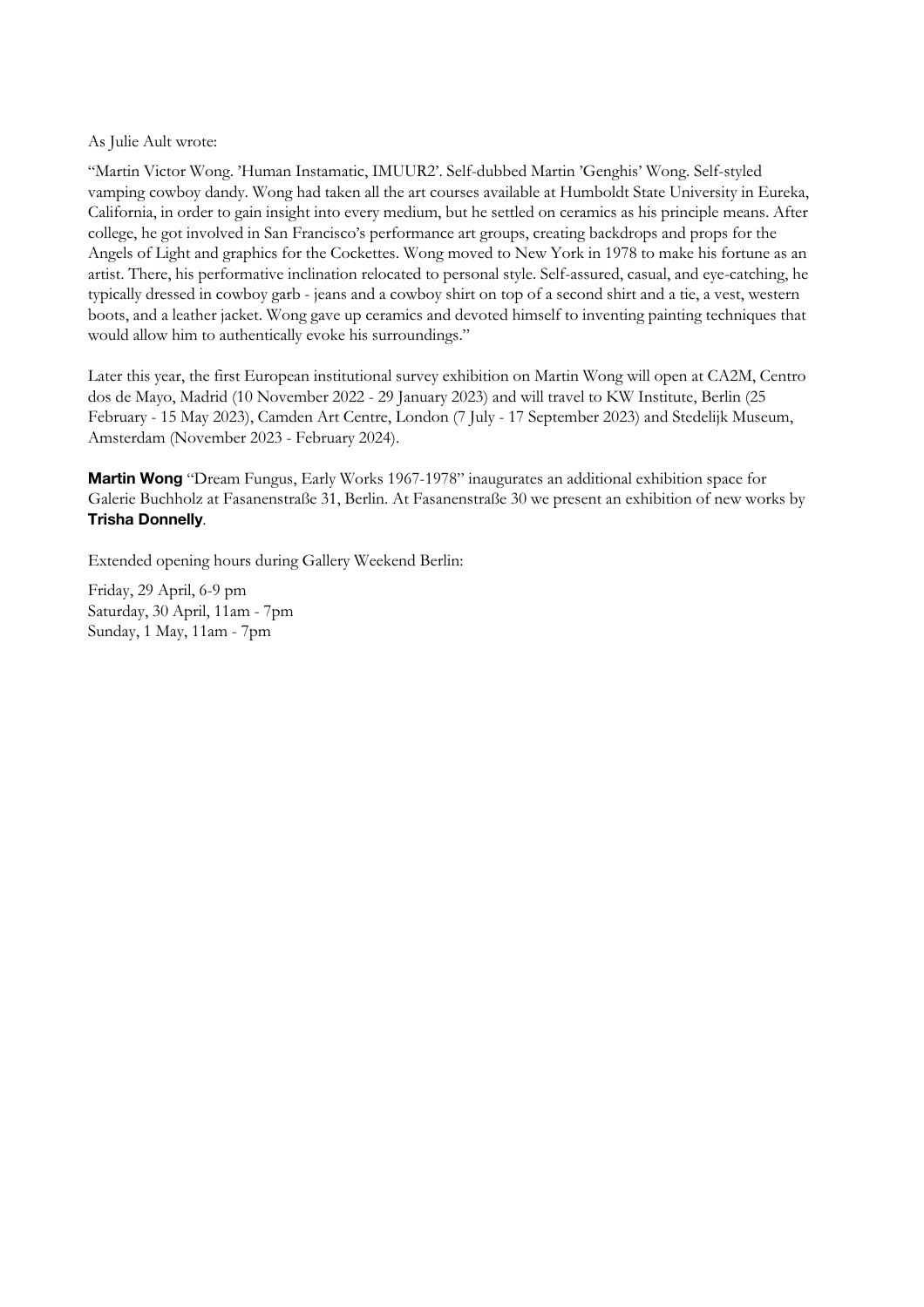As Julie Ault wrote:

"Martin Victor Wong. 'Human Instamatic, IMUUR2'. Self-dubbed Martin 'Genghis' Wong. Self-styled vamping cowboy dandy. Wong had taken all the art courses available at Humboldt State University in Eureka, California, in order to gain insight into every medium, but he settled on ceramics as his principle means. After college, he got involved in San Francisco's performance art groups, creating backdrops and props for the Angels of Light and graphics for the Cockettes. Wong moved to New York in 1978 to make his fortune as an artist. There, his performative inclination relocated to personal style. Self-assured, casual, and eye-catching, he typically dressed in cowboy garb - jeans and a cowboy shirt on top of a second shirt and a tie, a vest, western boots, and a leather jacket. Wong gave up ceramics and devoted himself to inventing painting techniques that would allow him to authentically evoke his surroundings."

Later this year, the first European institutional survey exhibition on Martin Wong will open at CA2M, Centro dos de Mayo, Madrid (10 November 2022 - 29 January 2023) and will travel to KW Institute, Berlin (25 February - 15 May 2023), Camden Art Centre, London (7 July - 17 September 2023) and Stedelijk Museum, Amsterdam (November 2023 - February 2024).

**Martin Wong** "Dream Fungus, Early Works 1967-1978" inaugurates an additional exhibition space for Galerie Buchholz at Fasanenstraße 31, Berlin. At Fasanenstraße 30 we present an exhibition of new works by **Trisha Donnelly**.

Extended opening hours during Gallery Weekend Berlin:

Friday, 29 April, 6-9 pm
Saturday, 30 April, 11am - 7pm
Sunday, 1 May, 11am - 7pm